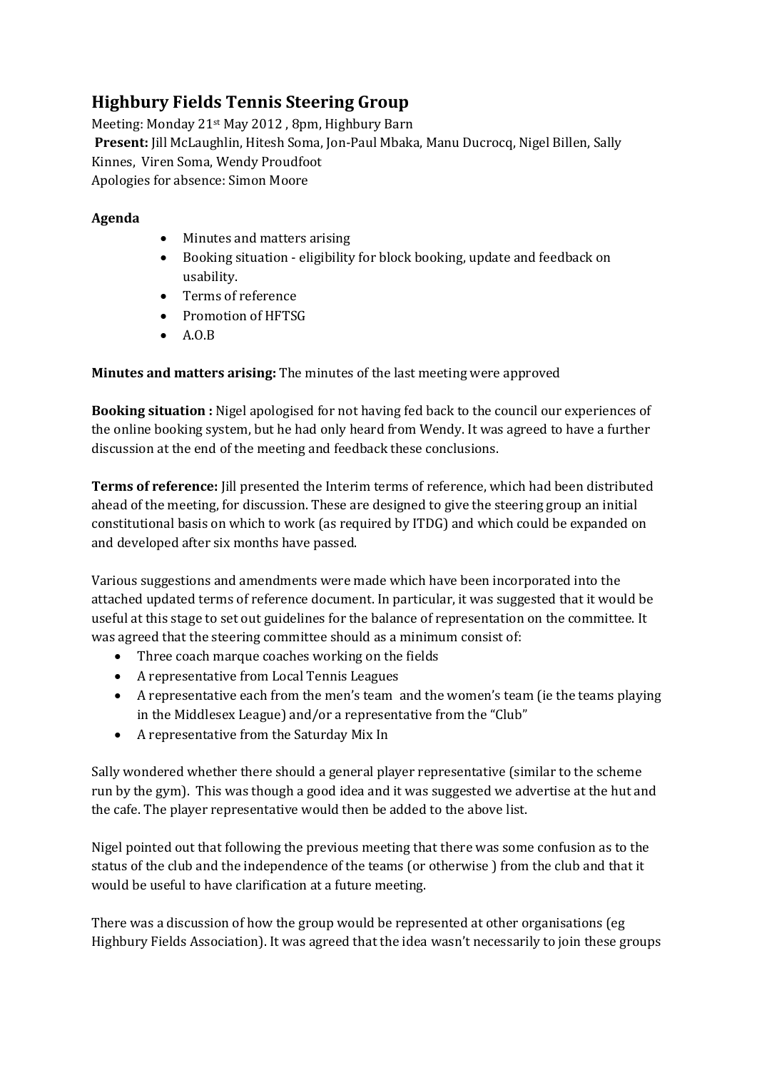# Highbury Fields Tennis Steering Group

Meeting: Monday 21st May 2012 , 8pm, Highbury Barn

**Present:** Jill McLaughlin, Hitesh Soma, Jon-Paul Mbaka, Manu Ducrocq, Nigel Billen, Sally Kinnes, Viren Soma, Wendy Proudfoot

Apologies for absence: Simon Moore

**Agenda**

- Minutes and matters arising
- Booking situation - eligibility for block booking, update and feedback on usability.
- Terms of reference
- Promotion of HFTSG
- A.O.B

**Minutes and matters arising:** The minutes of the last meeting were approved

**Booking situation :** Nigel apologised for not having fed back to the council our experiences of the online booking system, but he had only heard from Wendy. It was agreed to have a further discussion at the end of the meeting and feedback these conclusions.

**Terms of reference:** Jill presented the Interim terms of reference, which had been distributed ahead of the meeting, for discussion. These are designed to give the steering group an initial constitutional basis on which to work (as required by ITDG) and which could be expanded on and developed after six months have passed.

Various suggestions and amendments were made which have been incorporated into the attached updated terms of reference document. In particular, it was suggested that it would be useful at this stage to set out guidelines for the balance of representation on the committee. It was agreed that the steering committee should as a minimum consist of:

- Three coach marque coaches working on the fields
- A representative from Local Tennis Leagues
- A representative each from the men's team and the women's team (ie the teams playing in the Middlesex League) and/or a representative from the "Club"
- A representative from the Saturday Mix In

Sally wondered whether there should a general player representative (similar to the scheme run by the gym). This was though a good idea and it was suggested we advertise at the hut and the cafe. The player representative would then be added to the above list.

Nigel pointed out that following the previous meeting that there was some confusion as to the status of the club and the independence of the teams (or otherwise ) from the club and that it would be useful to have clarification at a future meeting.

There was a discussion of how the group would be represented at other organisations (eg Highbury Fields Association). It was agreed that the idea wasn't necessarily to join these groups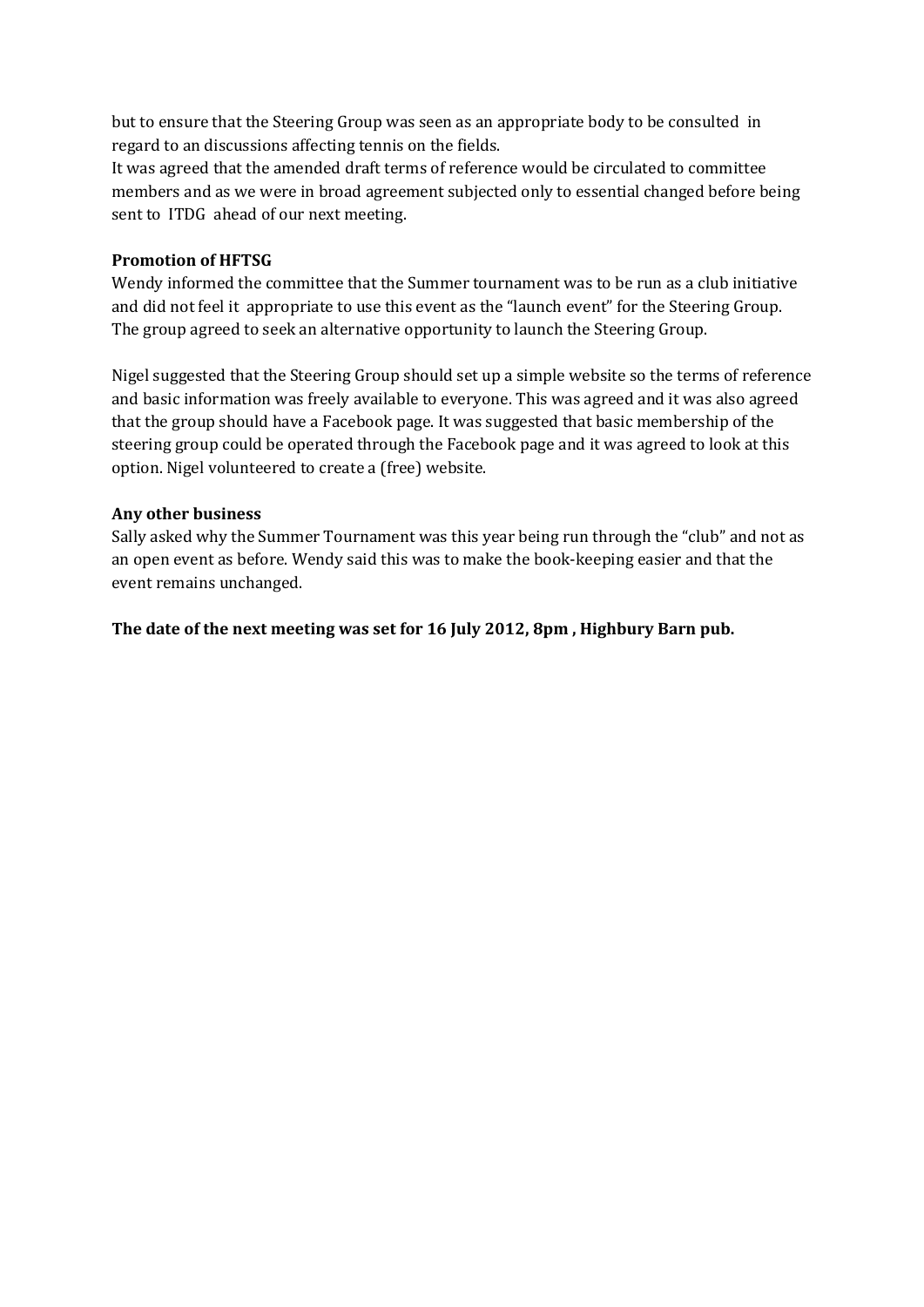but to ensure that the Steering Group was seen as an appropriate body to be consulted in regard to an discussions affecting tennis on the fields.

It was agreed that the amended draft terms of reference would be circulated to committee members and as we were in broad agreement subjected only to essential changed before being sent to ITDG ahead of our next meeting.

**Promotion of HFTSG**

Wendy informed the committee that the Summer tournament was to be run as a club initiative and did not feel it appropriate to use this event as the "launch event" for the Steering Group. The group agreed to seek an alternative opportunity to launch the Steering Group.

Nigel suggested that the Steering Group should set up a simple website so the terms of reference and basic information was freely available to everyone. This was agreed and it was also agreed that the group should have a Facebook page. It was suggested that basic membership of the steering group could be operated through the Facebook page and it was agreed to look at this option. Nigel volunteered to create a (free) website.

**Any other business**

Sally asked why the Summer Tournament was this year being run through the "club" and not as an open event as before. Wendy said this was to make the book-keeping easier and that the event remains unchanged.

**The date of the next meeting was set for 16 July 2012, 8pm , Highbury Barn pub.**